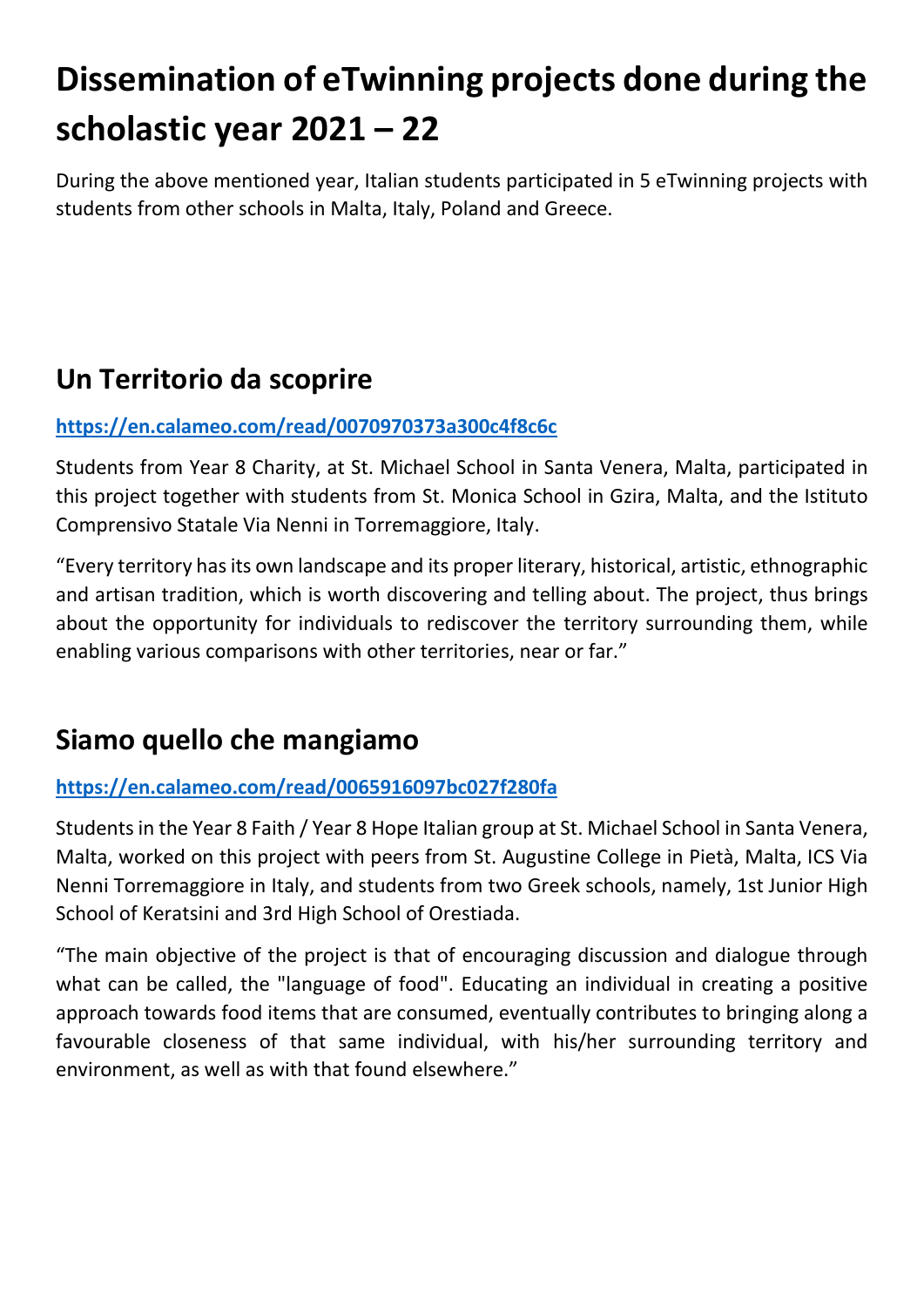# Dissemination of eTwinning projects done during the scholastic year 2021 – 22

During the above mentioned year, Italian students participated in 5 eTwinning projects with students from other schools in Malta, Italy, Poland and Greece.

## Un Territorio da scoprire

**https://en.calameo.com/read/0070970373a300c4f8c6c**

Students from Year 8 Charity, at St. Michael School in Santa Venera, Malta, participated in this project together with students from St. Monica School in Gzira, Malta, and the Istituto Comprensivo Statale Via Nenni in Torremaggiore, Italy.

"Every territory has its own landscape and its proper literary, historical, artistic, ethnographic and artisan tradition, which is worth discovering and telling about. The project, thus brings about the opportunity for individuals to rediscover the territory surrounding them, while enabling various comparisons with other territories, near or far."

## Siamo quello che mangiamo

**https://en.calameo.com/read/0065916097bc027f280fa**

Students in the Year 8 Faith / Year 8 Hope Italian group at St. Michael School in Santa Venera, Malta, worked on this project with peers from St. Augustine College in Pietà, Malta, ICS Via Nenni Torremaggiore in Italy, and students from two Greek schools, namely, 1st Junior High School of Keratsini and 3rd High School of Orestiada.

"The main objective of the project is that of encouraging discussion and dialogue through what can be called, the "language of food". Educating an individual in creating a positive approach towards food items that are consumed, eventually contributes to bringing along a favourable closeness of that same individual, with his/her surrounding territory and environment, as well as with that found elsewhere."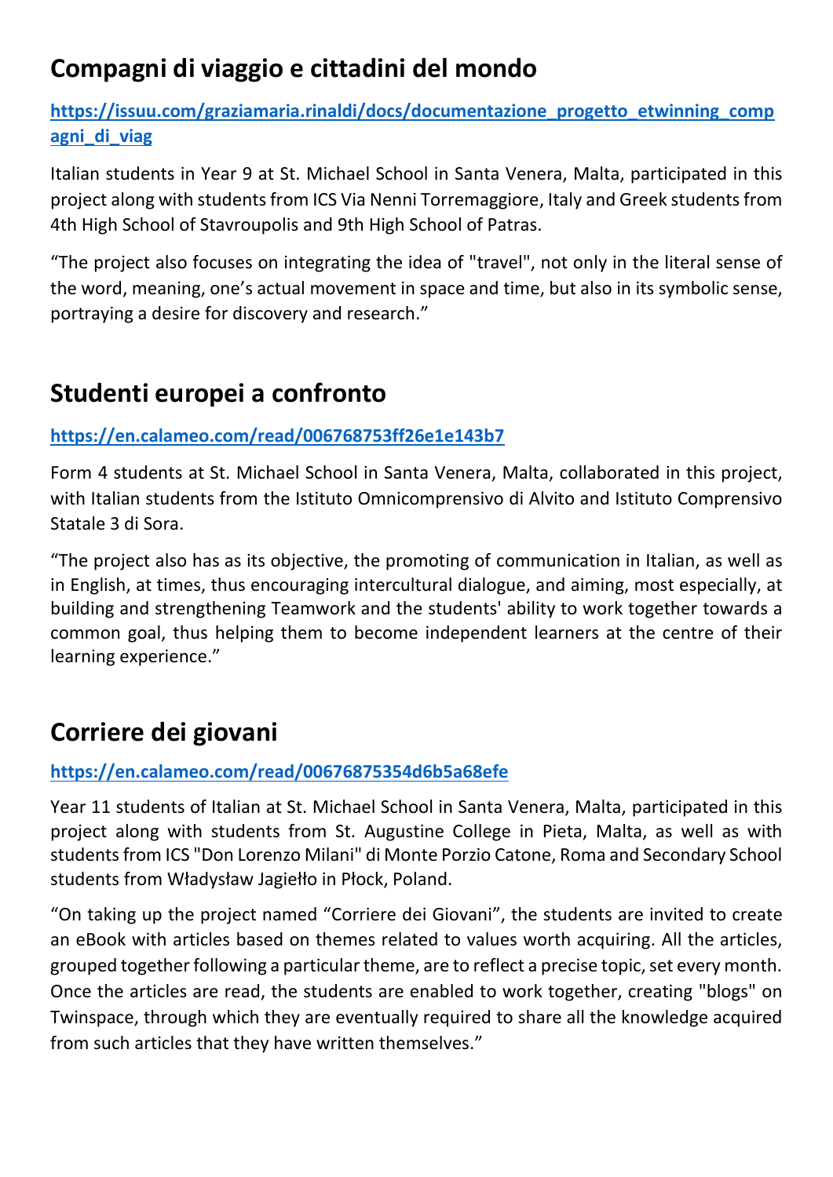## Compagni di viaggio e cittadini del mondo

[https://issuu.com/graziamaria.rinaldi/docs/documentazione_progetto_etwinning_compagni_di_viag](https://issuu.com/graziamaria.rinaldi/docs/documentazione_progetto_etwinning_compagni_di_viag)

Italian students in Year 9 at St. Michael School in Santa Venera, Malta, participated in this project along with students from ICS Via Nenni Torremaggiore, Italy and Greek students from 4th High School of Stavroupolis and 9th High School of Patras.

"The project also focuses on integrating the idea of "travel", not only in the literal sense of the word, meaning, one's actual movement in space and time, but also in its symbolic sense, portraying a desire for discovery and research."

## Studenti europei a confronto

[https://en.calameo.com/read/006768753ff26e1e143b7](https://en.calameo.com/read/006768753ff26e1e143b7)

Form 4 students at St. Michael School in Santa Venera, Malta, collaborated in this project, with Italian students from the Istituto Omnicomprensivo di Alvito and Istituto Comprensivo Statale 3 di Sora.

"The project also has as its objective, the promoting of communication in Italian, as well as in English, at times, thus encouraging intercultural dialogue, and aiming, most especially, at building and strengthening Teamwork and the students' ability to work together towards a common goal, thus helping them to become independent learners at the centre of their learning experience."

## Corriere dei giovani

[https://en.calameo.com/read/00676875354d6b5a68efe](https://en.calameo.com/read/00676875354d6b5a68efe)

Year 11 students of Italian at St. Michael School in Santa Venera, Malta, participated in this project along with students from St. Augustine College in Pieta, Malta, as well as with students from ICS "Don Lorenzo Milani" di Monte Porzio Catone, Roma and Secondary School students from Władysław Jagiełło in Płock, Poland.

"On taking up the project named "Corriere dei Giovani", the students are invited to create an eBook with articles based on themes related to values worth acquiring. All the articles, grouped together following a particular theme, are to reflect a precise topic, set every month. Once the articles are read, the students are enabled to work together, creating "blogs" on Twinspace, through which they are eventually required to share all the knowledge acquired from such articles that they have written themselves."